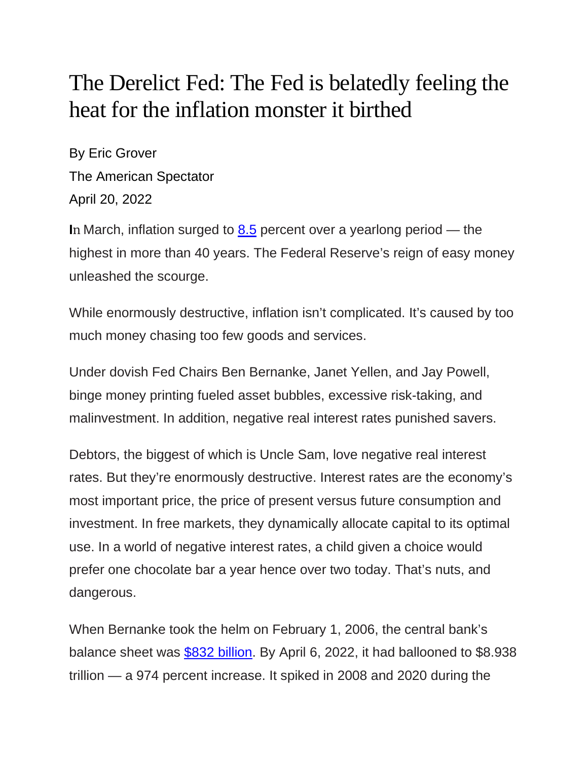# The Derelict Fed: The Fed is belatedly feeling the heat for the inflation monster it birthed

By Eric Grover

The American Spectator

April 20, 2022

In March, inflation surged to 8.5 percent over a yearlong period — the highest in more than 40 years. The Federal Reserve's reign of easy money unleashed the scourge.

While enormously destructive, inflation isn't complicated. It's caused by too much money chasing too few goods and services.

Under dovish Fed Chairs Ben Bernanke, Janet Yellen, and Jay Powell, binge money printing fueled asset bubbles, excessive risk-taking, and malinvestment. In addition, negative real interest rates punished savers.

Debtors, the biggest of which is Uncle Sam, love negative real interest rates. But they're enormously destructive. Interest rates are the economy's most important price, the price of present versus future consumption and investment. In free markets, they dynamically allocate capital to its optimal use. In a world of negative interest rates, a child given a choice would prefer one chocolate bar a year hence over two today. That's nuts, and dangerous.

When Bernanke took the helm on February 1, 2006, the central bank's balance sheet was $832 billion. By April 6, 2022, it had ballooned to $8.938 trillion — a 974 percent increase. It spiked in 2008 and 2020 during the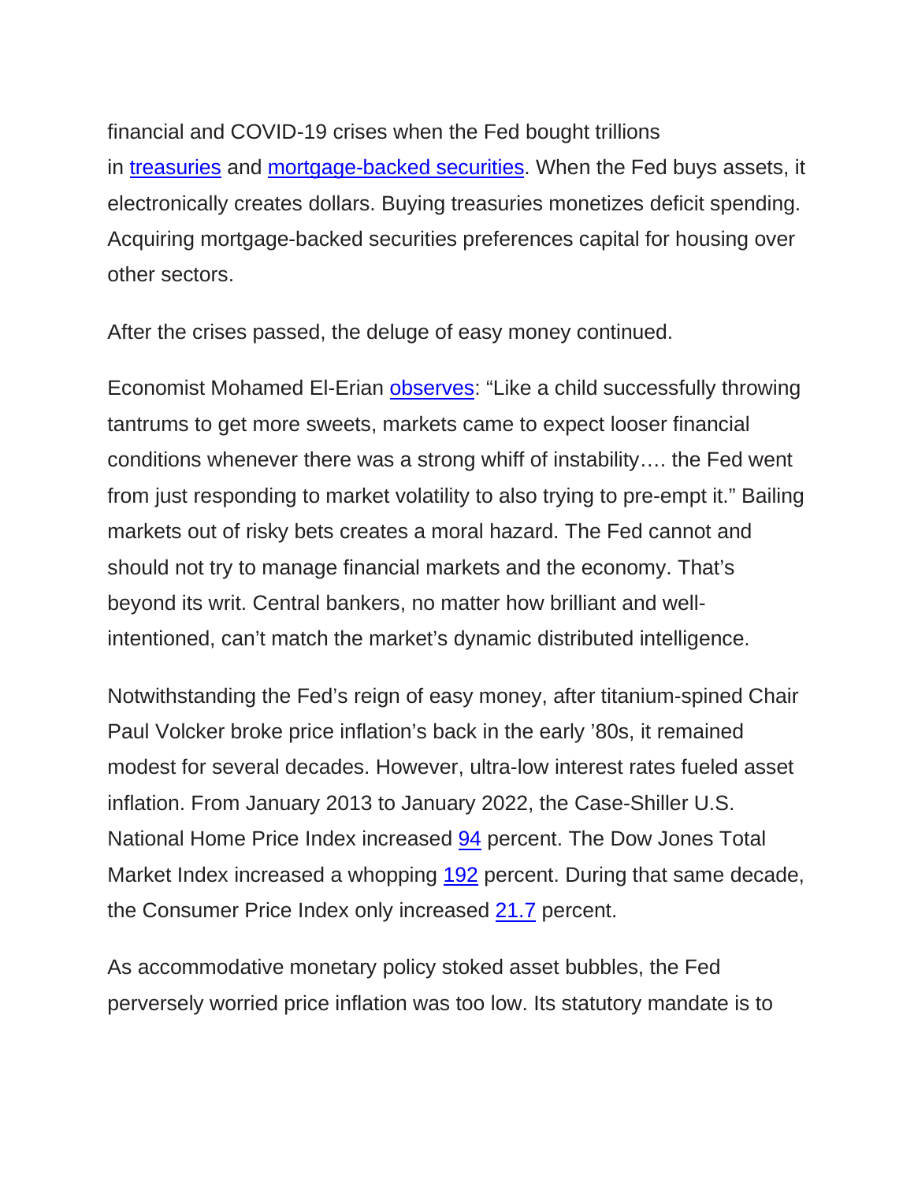financial and COVID-19 crises when the Fed bought trillions in treasuries and mortgage-backed securities. When the Fed buys assets, it electronically creates dollars. Buying treasuries monetizes deficit spending. Acquiring mortgage-backed securities preferences capital for housing over other sectors.

After the crises passed, the deluge of easy money continued.

Economist Mohamed El-Erian observes: "Like a child successfully throwing tantrums to get more sweets, markets came to expect looser financial conditions whenever there was a strong whiff of instability…. the Fed went from just responding to market volatility to also trying to pre-empt it." Bailing markets out of risky bets creates a moral hazard. The Fed cannot and should not try to manage financial markets and the economy. That's beyond its writ. Central bankers, no matter how brilliant and well-intentioned, can't match the market's dynamic distributed intelligence.

Notwithstanding the Fed's reign of easy money, after titanium-spined Chair Paul Volcker broke price inflation's back in the early '80s, it remained modest for several decades. However, ultra-low interest rates fueled asset inflation. From January 2013 to January 2022, the Case-Shiller U.S. National Home Price Index increased 94 percent. The Dow Jones Total Market Index increased a whopping 192 percent. During that same decade, the Consumer Price Index only increased 21.7 percent.

As accommodative monetary policy stoked asset bubbles, the Fed perversely worried price inflation was too low. Its statutory mandate is to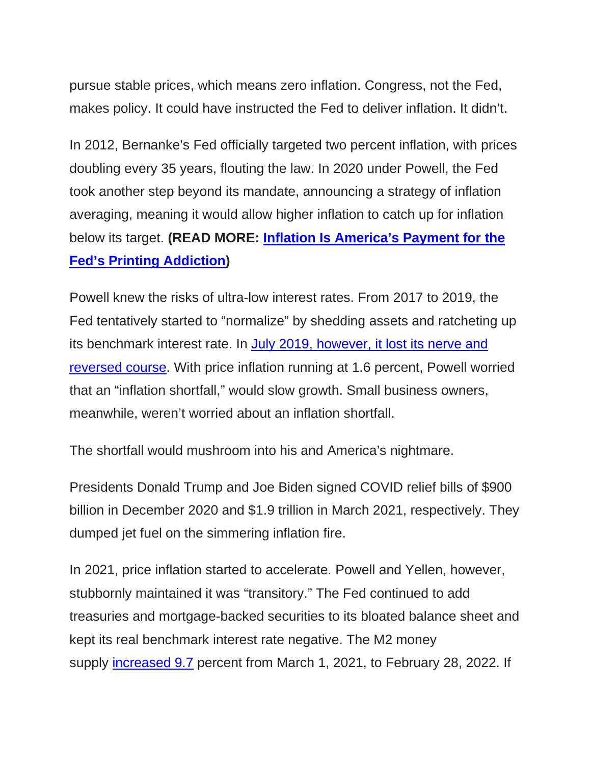pursue stable prices, which means zero inflation. Congress, not the Fed, makes policy. It could have instructed the Fed to deliver inflation. It didn't.

In 2012, Bernanke's Fed officially targeted two percent inflation, with prices doubling every 35 years, flouting the law. In 2020 under Powell, the Fed took another step beyond its mandate, announcing a strategy of inflation averaging, meaning it would allow higher inflation to catch up for inflation below its target. **(READ MORE: [Inflation Is America's Payment for the Fed's Printing Addiction])**

Powell knew the risks of ultra-low interest rates. From 2017 to 2019, the Fed tentatively started to "normalize" by shedding assets and ratcheting up its benchmark interest rate. In [July 2019, however, it lost its nerve and reversed course]. With price inflation running at 1.6 percent, Powell worried that an "inflation shortfall," would slow growth. Small business owners, meanwhile, weren't worried about an inflation shortfall.

The shortfall would mushroom into his and America's nightmare.

Presidents Donald Trump and Joe Biden signed COVID relief bills of $900 billion in December 2020 and $1.9 trillion in March 2021, respectively. They dumped jet fuel on the simmering inflation fire.

In 2021, price inflation started to accelerate. Powell and Yellen, however, stubbornly maintained it was "transitory." The Fed continued to add treasuries and mortgage-backed securities to its bloated balance sheet and kept its real benchmark interest rate negative. The M2 money supply [increased 9.7] percent from March 1, 2021, to February 28, 2022. If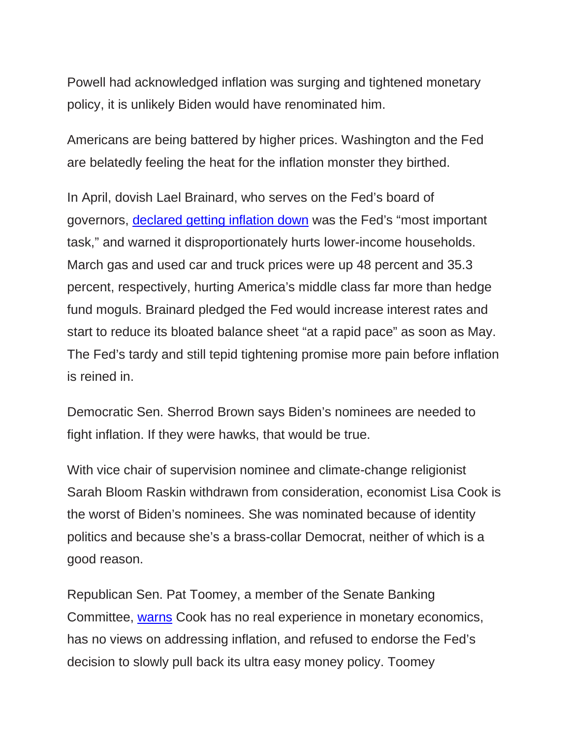Powell had acknowledged inflation was surging and tightened monetary policy, it is unlikely Biden would have renominated him.

Americans are being battered by higher prices. Washington and the Fed are belatedly feeling the heat for the inflation monster they birthed.

In April, dovish Lael Brainard, who serves on the Fed's board of governors, [declared getting inflation down]() was the Fed's "most important task," and warned it disproportionately hurts lower-income households. March gas and used car and truck prices were up 48 percent and 35.3 percent, respectively, hurting America's middle class far more than hedge fund moguls. Brainard pledged the Fed would increase interest rates and start to reduce its bloated balance sheet "at a rapid pace" as soon as May. The Fed's tardy and still tepid tightening promise more pain before inflation is reined in.

Democratic Sen. Sherrod Brown says Biden's nominees are needed to fight inflation. If they were hawks, that would be true.

With vice chair of supervision nominee and climate-change religionist Sarah Bloom Raskin withdrawn from consideration, economist Lisa Cook is the worst of Biden's nominees. She was nominated because of identity politics and because she's a brass-collar Democrat, neither of which is a good reason.

Republican Sen. Pat Toomey, a member of the Senate Banking Committee, [warns]() Cook has no real experience in monetary economics, has no views on addressing inflation, and refused to endorse the Fed's decision to slowly pull back its ultra easy money policy. Toomey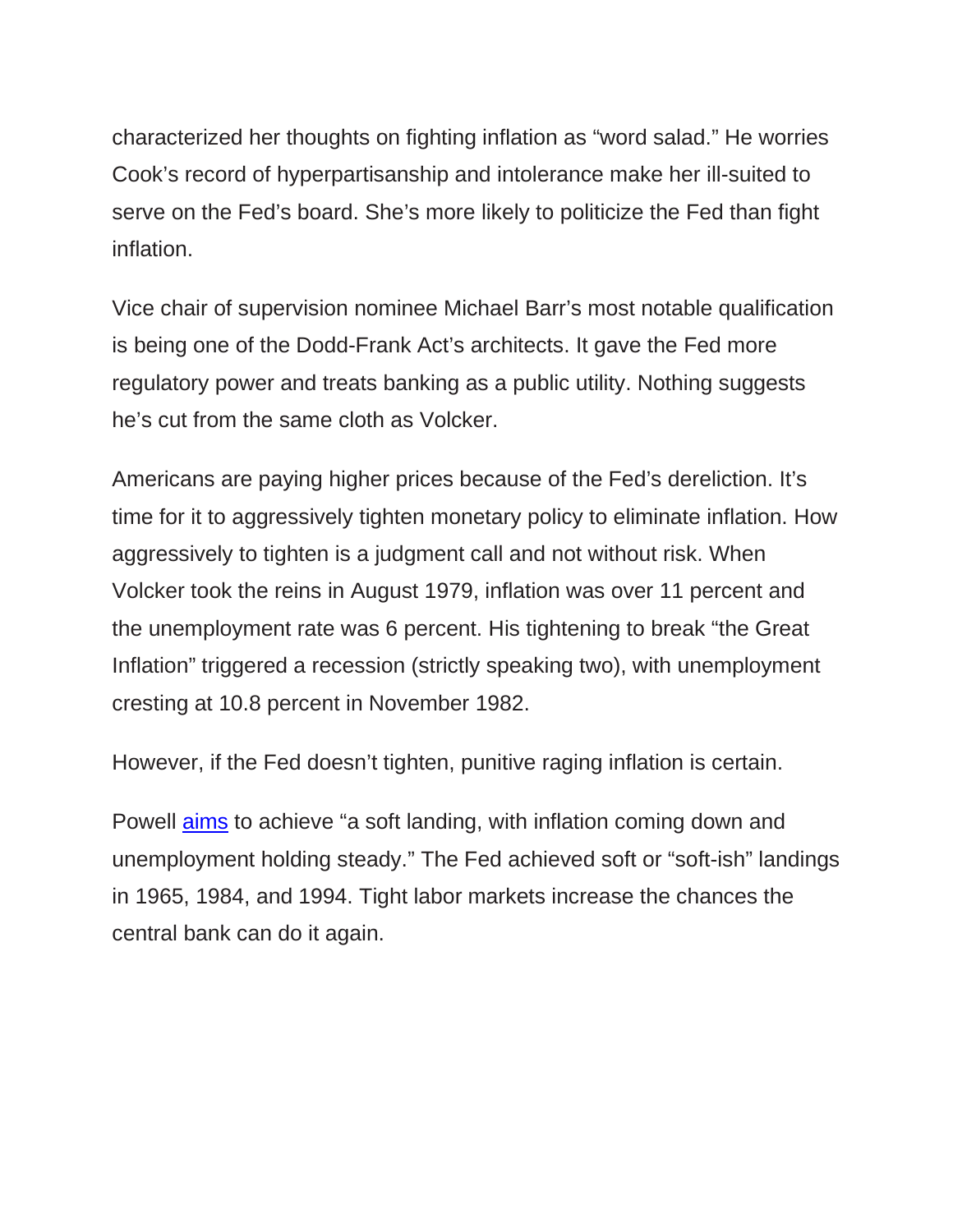characterized her thoughts on fighting inflation as “word salad.” He worries Cook’s record of hyperpartisanship and intolerance make her ill-suited to serve on the Fed’s board. She’s more likely to politicize the Fed than fight inflation.

Vice chair of supervision nominee Michael Barr’s most notable qualification is being one of the Dodd-Frank Act’s architects. It gave the Fed more regulatory power and treats banking as a public utility. Nothing suggests he’s cut from the same cloth as Volcker.

Americans are paying higher prices because of the Fed’s dereliction. It’s time for it to aggressively tighten monetary policy to eliminate inflation. How aggressively to tighten is a judgment call and not without risk. When Volcker took the reins in August 1979, inflation was over 11 percent and the unemployment rate was 6 percent. His tightening to break “the Great Inflation” triggered a recession (strictly speaking two), with unemployment cresting at 10.8 percent in November 1982.

However, if the Fed doesn’t tighten, punitive raging inflation is certain.

Powell aims to achieve “a soft landing, with inflation coming down and unemployment holding steady.” The Fed achieved soft or “soft-ish” landings in 1965, 1984, and 1994. Tight labor markets increase the chances the central bank can do it again.